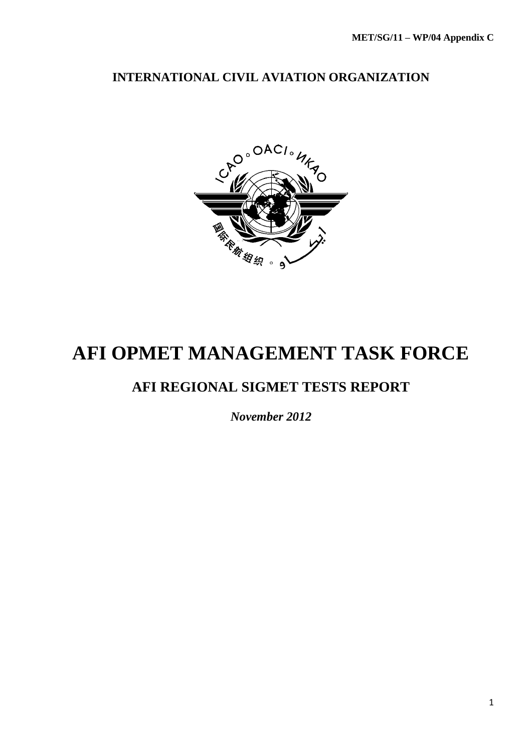MET/SG/11 – WP/04 Appendix C

**INTERNATIONAL CIVIL AVIATION ORGANIZATION**

# AFI OPMET MANAGEMENT TASK FORCE

## AFI REGIONAL SIGMET TESTS REPORT

***November 2012***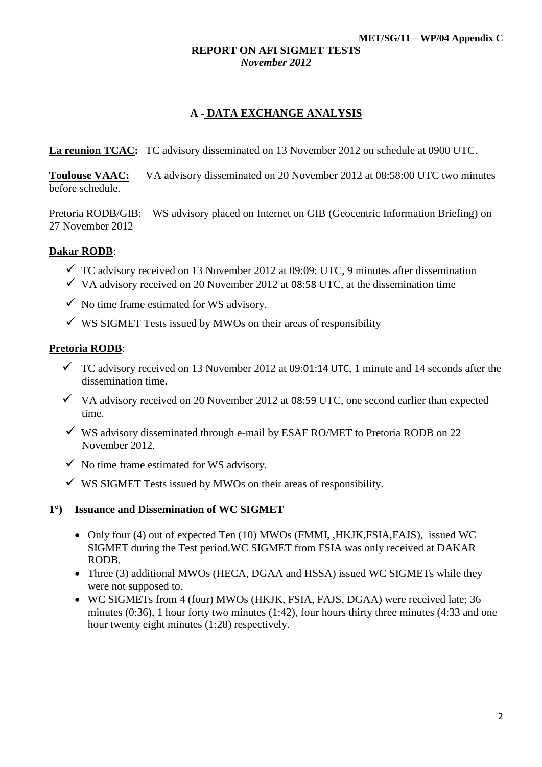MET/SG/11 – WP/04 Appendix C

**REPORT ON AFI SIGMET TESTS**
***November 2012***

## A - DATA EXCHANGE ANALYSIS

**La reunion TCAC:** TC advisory disseminated on 13 November 2012 on schedule at 0900 UTC.

**Toulouse VAAC:** VA advisory disseminated on 20 November 2012 at 08:58:00 UTC two minutes before schedule.

Pretoria RODB/GIB: WS advisory placed on Internet on GIB (Geocentric Information Briefing) on 27 November 2012

### Dakar RODB:

- ✓ TC advisory received on 13 November 2012 at 09:09: UTC, 9 minutes after dissemination
- ✓ VA advisory received on 20 November 2012 at 08:58 UTC, at the dissemination time
- ✓ No time frame estimated for WS advisory.
- ✓ WS SIGMET Tests issued by MWOs on their areas of responsibility

### Pretoria RODB:

- ✓ TC advisory received on 13 November 2012 at 09:01:14 UTC, 1 minute and 14 seconds after the dissemination time.
- ✓ VA advisory received on 20 November 2012 at 08:59 UTC, one second earlier than expected time.
- ✓ WS advisory disseminated through e-mail by ESAF RO/MET to Pretoria RODB on 22 November 2012.
- ✓ No time frame estimated for WS advisory.
- ✓ WS SIGMET Tests issued by MWOs on their areas of responsibility.

### 1°) Issuance and Dissemination of WC SIGMET

- Only four (4) out of expected Ten (10) MWOs (FMMI, ,HKJK,FSIA,FAJS), issued WC SIGMET during the Test period.WC SIGMET from FSIA was only received at DAKAR RODB.
- Three (3) additional MWOs (HECA, DGAA and HSSA) issued WC SIGMETs while they were not supposed to.
- WC SIGMETs from 4 (four) MWOs (HKJK, FSIA, FAJS, DGAA) were received late; 36 minutes (0:36), 1 hour forty two minutes (1:42), four hours thirty three minutes (4:33 and one hour twenty eight minutes (1:28) respectively.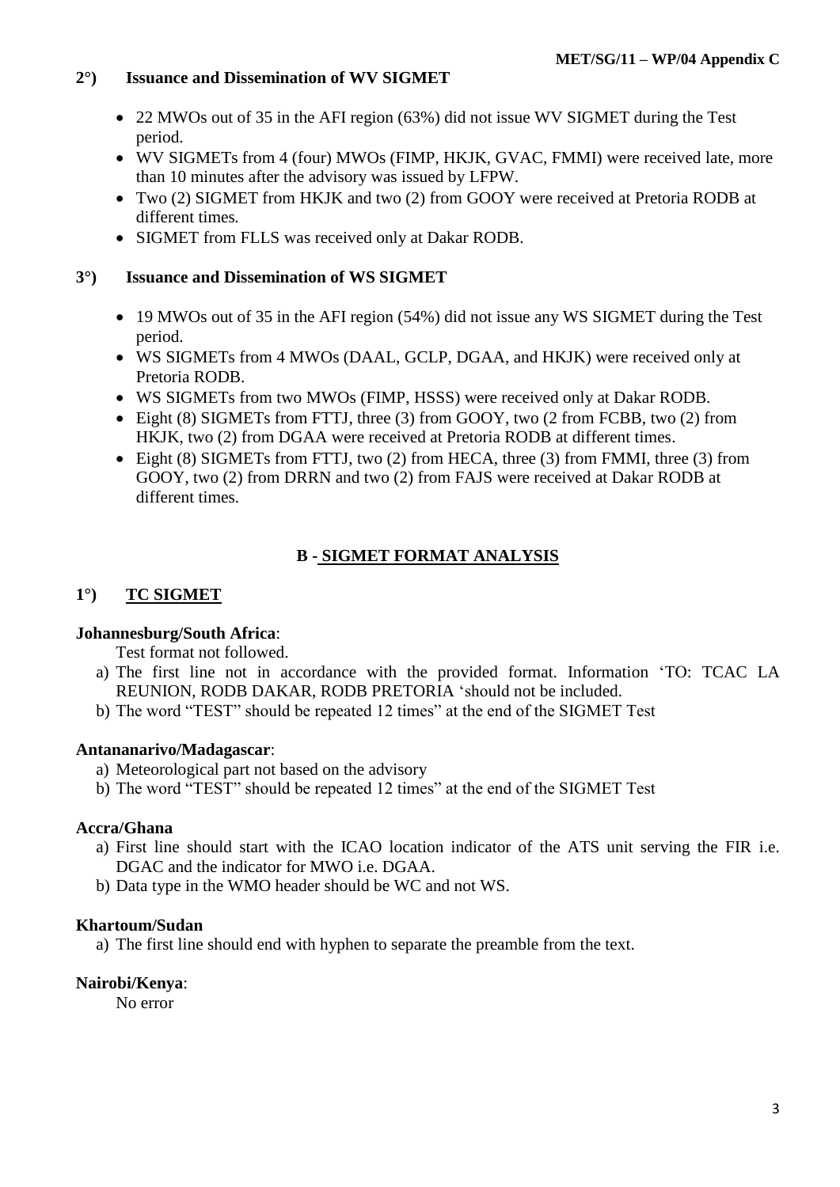## 2°) Issuance and Dissemination of WV SIGMET

- 22 MWOs out of 35 in the AFI region (63%) did not issue WV SIGMET during the Test period.
- WV SIGMETs from 4 (four) MWOs (FIMP, HKJK, GVAC, FMMI) were received late, more than 10 minutes after the advisory was issued by LFPW.
- Two (2) SIGMET from HKJK and two (2) from GOOY were received at Pretoria RODB at different times.
- SIGMET from FLLS was received only at Dakar RODB.

## 3°) Issuance and Dissemination of WS SIGMET

- 19 MWOs out of 35 in the AFI region (54%) did not issue any WS SIGMET during the Test period.
- WS SIGMETs from 4 MWOs (DAAL, GCLP, DGAA, and HKJK) were received only at Pretoria RODB.
- WS SIGMETs from two MWOs (FIMP, HSSS) were received only at Dakar RODB.
- Eight (8) SIGMETs from FTTJ, three (3) from GOOY, two (2 from FCBB, two (2) from HKJK, two (2) from DGAA were received at Pretoria RODB at different times.
- Eight (8) SIGMETs from FTTJ, two (2) from HECA, three (3) from FMMI, three (3) from GOOY, two (2) from DRRN and two (2) from FAJS were received at Dakar RODB at different times.

# B - SIGMET FORMAT ANALYSIS

## 1°) TC SIGMET

**Johannesburg/South Africa**:

Test format not followed.

a) The first line not in accordance with the provided format. Information 'TO: TCAC LA REUNION, RODB DAKAR, RODB PRETORIA 'should not be included.
b) The word "TEST" should be repeated 12 times" at the end of the SIGMET Test

**Antananarivo/Madagascar**:

a) Meteorological part not based on the advisory
b) The word "TEST" should be repeated 12 times" at the end of the SIGMET Test

**Accra/Ghana**

a) First line should start with the ICAO location indicator of the ATS unit serving the FIR i.e. DGAC and the indicator for MWO i.e. DGAA.
b) Data type in the WMO header should be WC and not WS.

**Khartoum/Sudan**

a) The first line should end with hyphen to separate the preamble from the text.

**Nairobi/Kenya**:

No error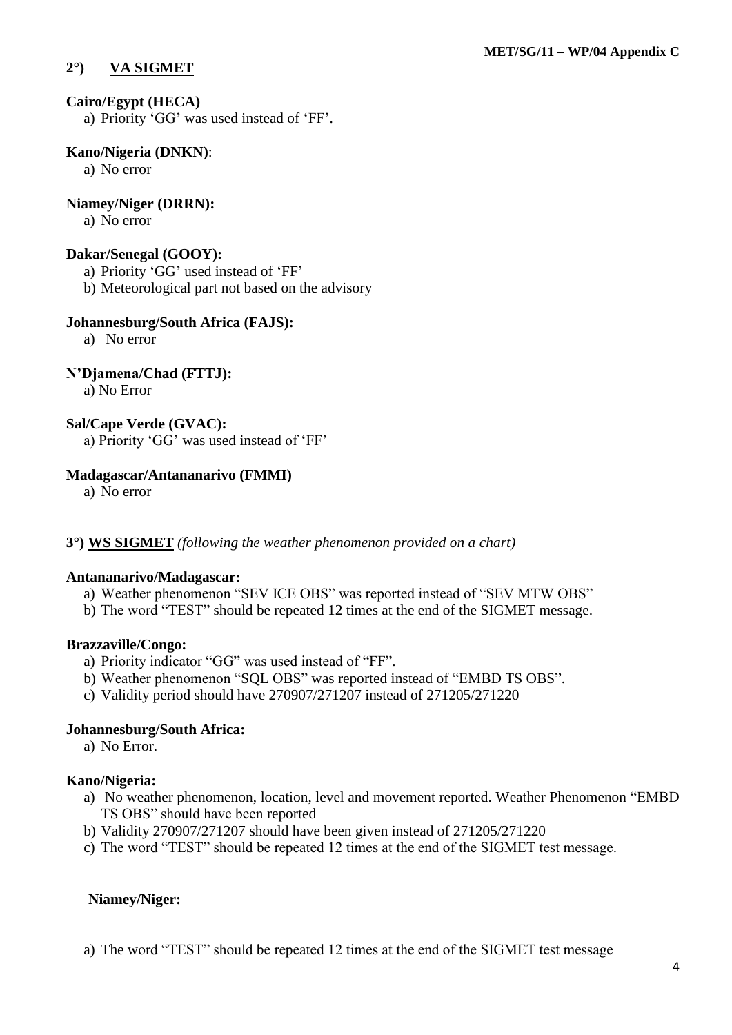## 2°) VA SIGMET

**Cairo/Egypt (HECA)**

a) Priority 'GG' was used instead of 'FF'.

**Kano/Nigeria (DNKN)**:

a) No error

**Niamey/Niger (DRRN):**

a) No error

**Dakar/Senegal (GOOY):**

a) Priority 'GG' used instead of 'FF'
b) Meteorological part not based on the advisory

**Johannesburg/South Africa (FAJS):**

a) No error

**N'Djamena/Chad (FTTJ):**

a) No Error

**Sal/Cape Verde (GVAC):**

a) Priority 'GG' was used instead of 'FF'

**Madagascar/Antananarivo (FMMI)**

a) No error

## 3°) WS SIGMET *(following the weather phenomenon provided on a chart)*

**Antananarivo/Madagascar:**

a) Weather phenomenon "SEV ICE OBS" was reported instead of "SEV MTW OBS"
b) The word "TEST" should be repeated 12 times at the end of the SIGMET message.

**Brazzaville/Congo:**

a) Priority indicator "GG" was used instead of "FF".
b) Weather phenomenon "SQL OBS" was reported instead of "EMBD TS OBS".
c) Validity period should have 270907/271207 instead of 271205/271220

**Johannesburg/South Africa:**

a) No Error.

**Kano/Nigeria:**

a) No weather phenomenon, location, level and movement reported. Weather Phenomenon "EMBD TS OBS" should have been reported
b) Validity 270907/271207 should have been given instead of 271205/271220
c) The word "TEST" should be repeated 12 times at the end of the SIGMET test message.

**Niamey/Niger:**

a) The word "TEST" should be repeated 12 times at the end of the SIGMET test message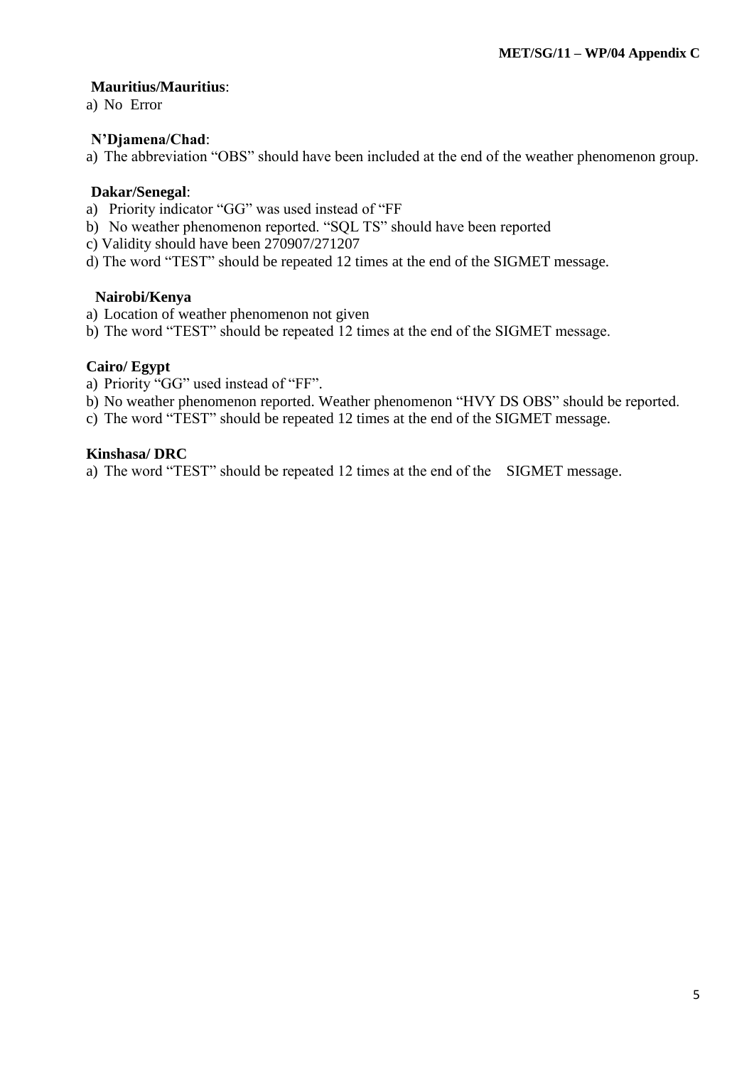**Mauritius/Mauritius**:

a) No Error

**N'Djamena/Chad**:

a) The abbreviation "OBS" should have been included at the end of the weather phenomenon group.

**Dakar/Senegal**:

a) Priority indicator "GG" was used instead of "FF
b) No weather phenomenon reported. "SQL TS" should have been reported
c) Validity should have been 270907/271207
d) The word "TEST" should be repeated 12 times at the end of the SIGMET message.

**Nairobi/Kenya**

a) Location of weather phenomenon not given
b) The word "TEST" should be repeated 12 times at the end of the SIGMET message.

**Cairo/ Egypt**

a) Priority "GG" used instead of "FF".
b) No weather phenomenon reported. Weather phenomenon "HVY DS OBS" should be reported.
c) The word "TEST" should be repeated 12 times at the end of the SIGMET message.

**Kinshasa/ DRC**

a) The word "TEST" should be repeated 12 times at the end of the SIGMET message.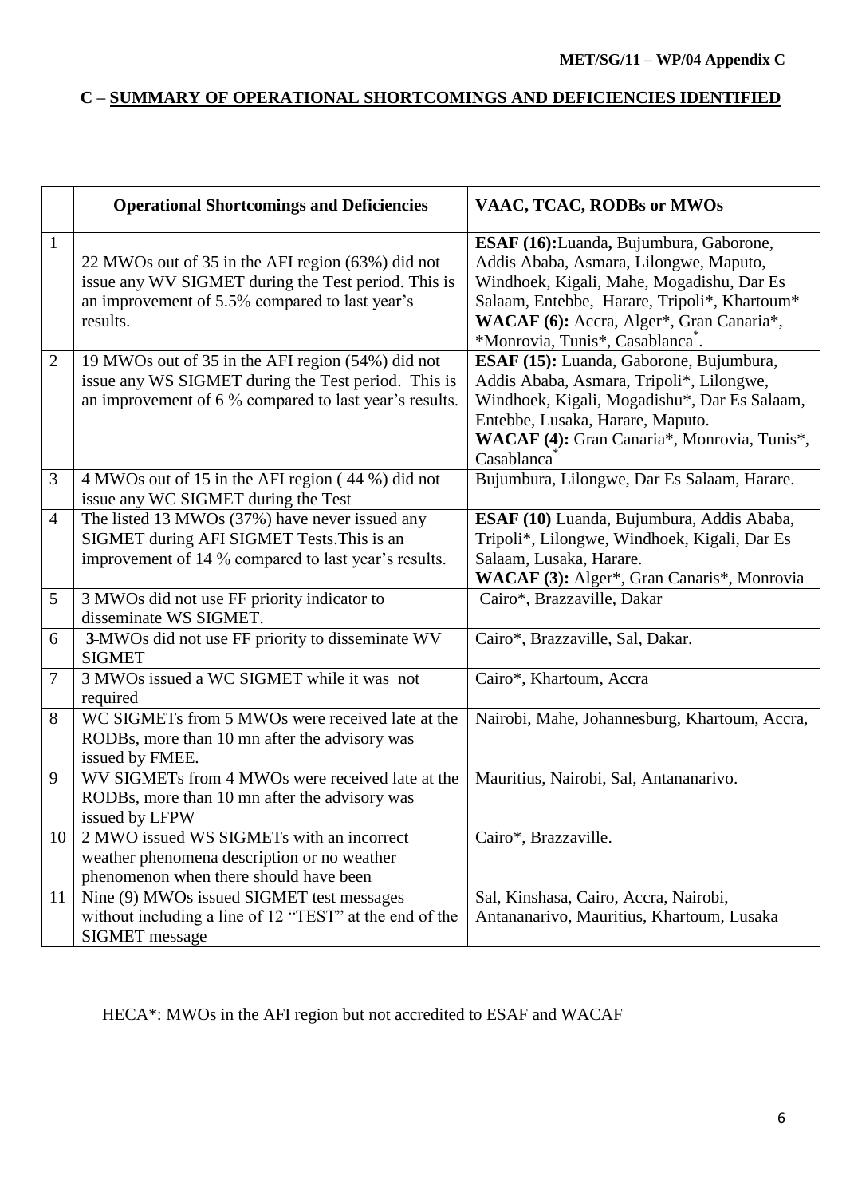**MET/SG/11 – WP/04 Appendix C**

## C – SUMMARY OF OPERATIONAL SHORTCOMINGS AND DEFICIENCIES IDENTIFIED

| | **Operational Shortcomings and Deficiencies** | **VAAC, TCAC, RODBs or MWOs** |
|---|---|---|
| 1 | 22 MWOs out of 35 in the AFI region (63%) did not issue any WV SIGMET during the Test period. This is an improvement of 5.5% compared to last year's results. | **ESAF (16):** Luanda, Bujumbura, Gaborone, Addis Ababa, Asmara, Lilongwe, Maputo, Windhoek, Kigali, Mahe, Mogadishu, Dar Es Salaam, Entebbe, Harare, Tripoli*, Khartoum* **WACAF (6):** Accra, Alger*, Gran Canaria*, *Monrovia, Tunis*, Casablanca*. |
| 2 | 19 MWOs out of 35 in the AFI region (54%) did not issue any WS SIGMET during the Test period. This is an improvement of 6 % compared to last year's results. | **ESAF (15):** Luanda, Gaborone, Bujumbura, Addis Ababa, Asmara, Tripoli*, Lilongwe, Windhoek, Kigali, Mogadishu*, Dar Es Salaam, Entebbe, Lusaka, Harare, Maputo. **WACAF (4):** Gran Canaria*, Monrovia, Tunis*, Casablanca* |
| 3 | 4 MWOs out of 15 in the AFI region ( 44 %) did not issue any WC SIGMET during the Test | Bujumbura, Lilongwe, Dar Es Salaam, Harare. |
| 4 | The listed 13 MWOs (37%) have never issued any SIGMET during AFI SIGMET Tests.This is an improvement of 14 % compared to last year's results. | **ESAF (10)** Luanda, Bujumbura, Addis Ababa, Tripoli*, Lilongwe, Windhoek, Kigali, Dar Es Salaam, Lusaka, Harare. **WACAF (3):** Alger*, Gran Canaris*, Monrovia |
| 5 | 3 MWOs did not use FF priority indicator to disseminate WS SIGMET. | Cairo*, Brazzaville, Dakar |
| 6 | **3**-MWOs did not use FF priority to disseminate WV SIGMET | Cairo*, Brazzaville, Sal, Dakar. |
| 7 | 3 MWOs issued a WC SIGMET while it was not required | Cairo*, Khartoum, Accra |
| 8 | WC SIGMETs from 5 MWOs were received late at the RODBs, more than 10 mn after the advisory was issued by FMEE. | Nairobi, Mahe, Johannesburg, Khartoum, Accra, |
| 9 | WV SIGMETs from 4 MWOs were received late at the RODBs, more than 10 mn after the advisory was issued by LFPW | Mauritius, Nairobi, Sal, Antananarivo. |
| 10 | 2 MWO issued WS SIGMETs with an incorrect weather phenomena description or no weather phenomenon when there should have been | Cairo*, Brazzaville. |
| 11 | Nine (9) MWOs issued SIGMET test messages without including a line of 12 "TEST" at the end of the SIGMET message | Sal, Kinshasa, Cairo, Accra, Nairobi, Antananarivo, Mauritius, Khartoum, Lusaka |

HECA*: MWOs in the AFI region but not accredited to ESAF and WACAF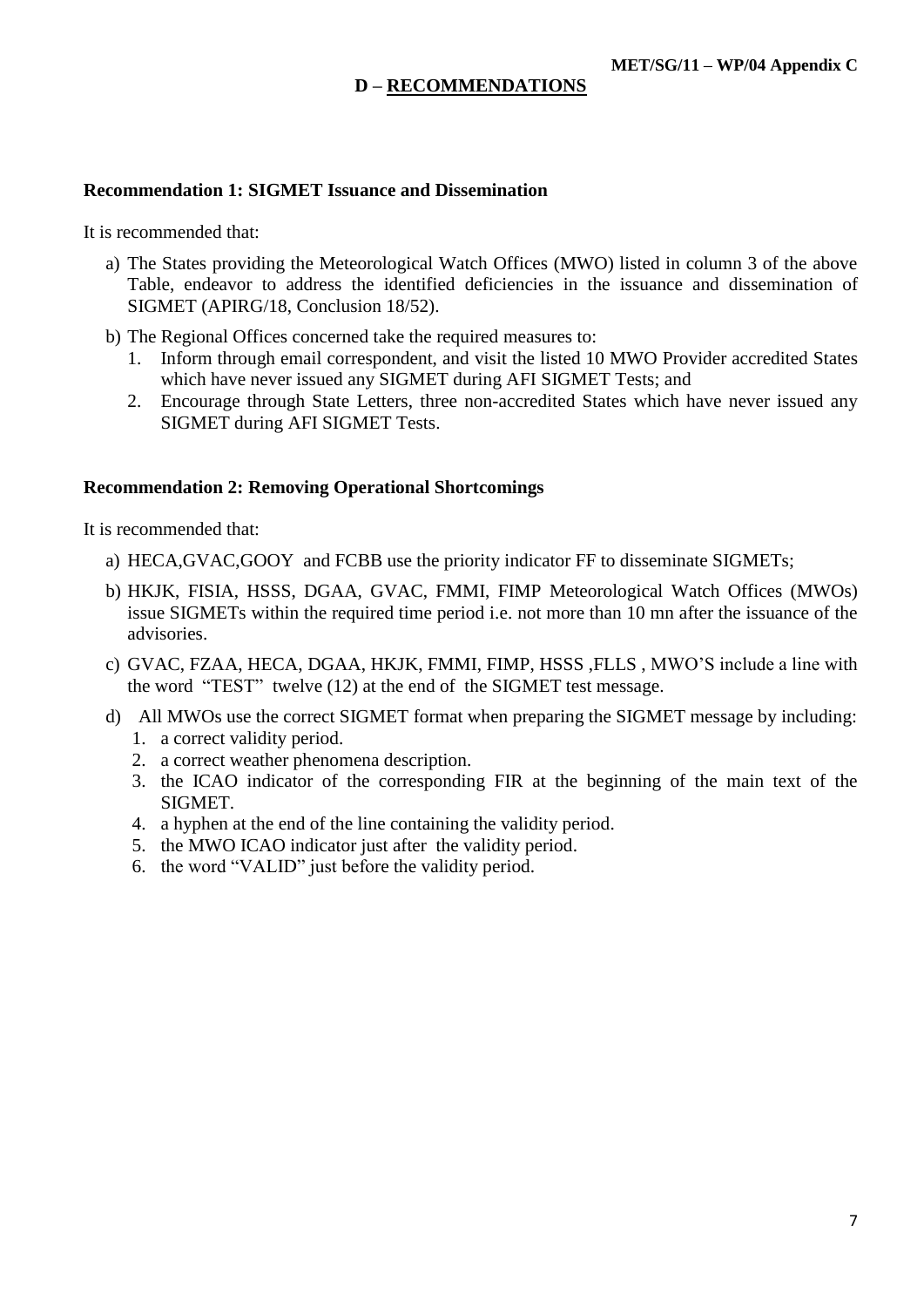## D – RECOMMENDATIONS

**Recommendation 1: SIGMET Issuance and Dissemination**

It is recommended that:

a) The States providing the Meteorological Watch Offices (MWO) listed in column 3 of the above Table, endeavor to address the identified deficiencies in the issuance and dissemination of SIGMET (APIRG/18, Conclusion 18/52).

b) The Regional Offices concerned take the required measures to:
   1. Inform through email correspondent, and visit the listed 10 MWO Provider accredited States which have never issued any SIGMET during AFI SIGMET Tests; and
   2. Encourage through State Letters, three non-accredited States which have never issued any SIGMET during AFI SIGMET Tests.

**Recommendation 2: Removing Operational Shortcomings**

It is recommended that:

a) HECA,GVAC,GOOY and FCBB use the priority indicator FF to disseminate SIGMETs;

b) HKJK, FISIA, HSSS, DGAA, GVAC, FMMI, FIMP Meteorological Watch Offices (MWOs) issue SIGMETs within the required time period i.e. not more than 10 mn after the issuance of the advisories.

c) GVAC, FZAA, HECA, DGAA, HKJK, FMMI, FIMP, HSSS ,FLLS , MWO'S include a line with the word "TEST" twelve (12) at the end of the SIGMET test message.

d) All MWOs use the correct SIGMET format when preparing the SIGMET message by including:
   1. a correct validity period.
   2. a correct weather phenomena description.
   3. the ICAO indicator of the corresponding FIR at the beginning of the main text of the SIGMET.
   4. a hyphen at the end of the line containing the validity period.
   5. the MWO ICAO indicator just after the validity period.
   6. the word "VALID" just before the validity period.